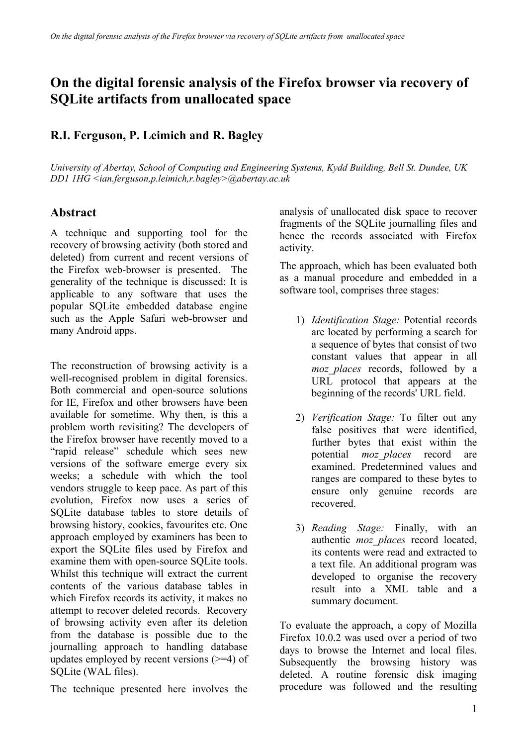# On the digital forensic analysis of the Firefox browser via recovery of SQLite artifacts from unallocated space

## R.I. Ferguson, P. Leimich and R. Bagley

*University of Abertay, School of Computing and Engineering Systems, Kydd Building, Bell St. Dundee, UK DD1 1HG <ian.ferguson,p.leimich,r.bagley>@abertay.ac.uk*

## Abstract

A technique and supporting tool for the recovery of browsing activity (both stored and deleted) from current and recent versions of the Firefox web-browser is presented. The generality of the technique is discussed: It is applicable to any software that uses the popular SQLite embedded database engine such as the Apple Safari web-browser and many Android apps.

The reconstruction of browsing activity is a well-recognised problem in digital forensics. Both commercial and open-source solutions for IE, Firefox and other browsers have been available for sometime. Why then, is this a problem worth revisiting? The developers of the Firefox browser have recently moved to a "rapid release" schedule which sees new versions of the software emerge every six weeks; a schedule with which the tool vendors struggle to keep pace. As part of this evolution, Firefox now uses a series of SQLite database tables to store details of browsing history, cookies, favourites etc. One approach employed by examiners has been to export the SQLite files used by Firefox and examine them with open-source SQLite tools. Whilst this technique will extract the current contents of the various database tables in which Firefox records its activity, it makes no attempt to recover deleted records. Recovery of browsing activity even after its deletion from the database is possible due to the journalling approach to handling database updates employed by recent versions (>=4) of SQLite (WAL files).

The technique presented here involves the analysis of unallocated disk space to recover fragments of the SQLite journalling files and hence the records associated with Firefox activity.

The approach, which has been evaluated both as a manual procedure and embedded in a software tool, comprises three stages:

1) *Identification Stage:* Potential records are located by performing a search for a sequence of bytes that consist of two constant values that appear in all *moz_places* records, followed by a URL protocol that appears at the beginning of the records' URL field.

2) *Verification Stage:* To filter out any false positives that were identified, further bytes that exist within the potential *moz_places* record are examined. Predetermined values and ranges are compared to these bytes to ensure only genuine records are recovered.

3) *Reading Stage:* Finally, with an authentic *moz_places* record located, its contents were read and extracted to a text file. An additional program was developed to organise the recovery result into a XML table and a summary document.

To evaluate the approach, a copy of Mozilla Firefox 10.0.2 was used over a period of two days to browse the Internet and local files. Subsequently the browsing history was deleted. A routine forensic disk imaging procedure was followed and the resulting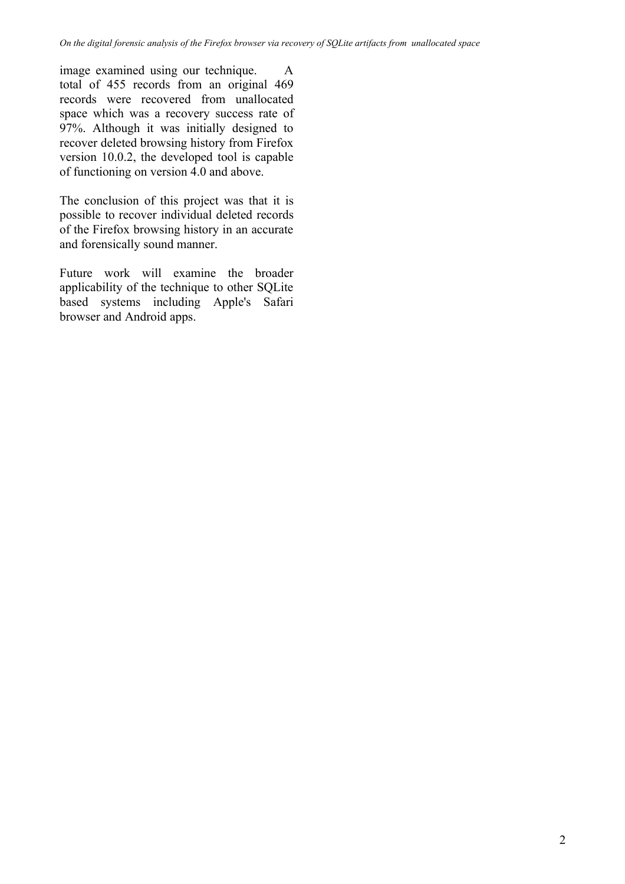image examined using our technique. A total of 455 records from an original 469 records were recovered from unallocated space which was a recovery success rate of 97%. Although it was initially designed to recover deleted browsing history from Firefox version 10.0.2, the developed tool is capable of functioning on version 4.0 and above.

The conclusion of this project was that it is possible to recover individual deleted records of the Firefox browsing history in an accurate and forensically sound manner.

Future work will examine the broader applicability of the technique to other SQLite based systems including Apple's Safari browser and Android apps.